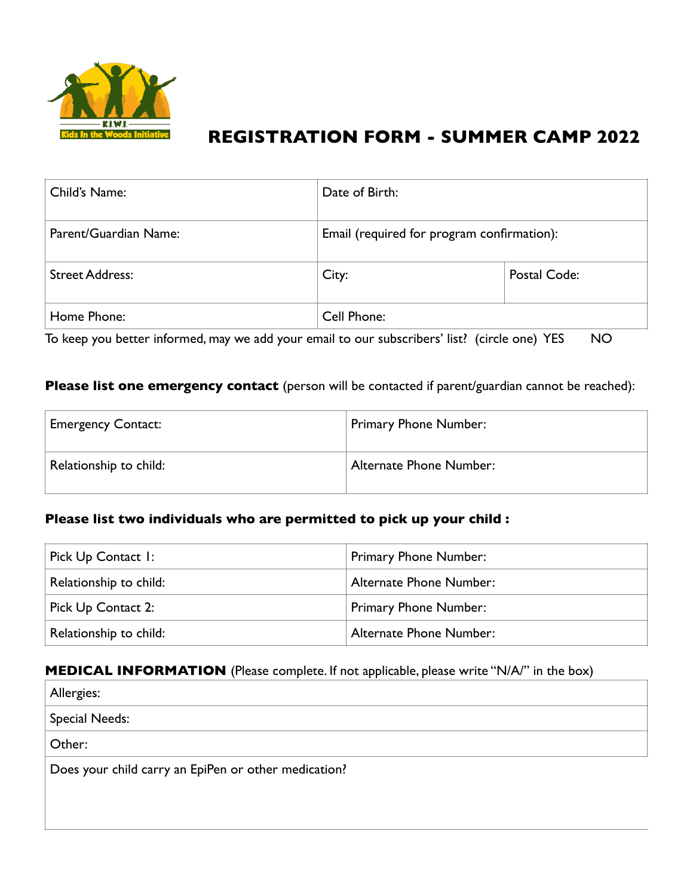K.I.W.I.
Kids In the Woods Initiative

# REGISTRATION FORM - SUMMER CAMP 2022

| | | |
|---|---|---|
| Child's Name: | Date of Birth: | |
| Parent/Guardian Name: | Email (required for program confirmation): | |
| Street Address: | City: | Postal Code: |
| Home Phone: | Cell Phone: | |

To keep you better informed, may we add your email to our subscribers' list? (circle one) YES NO

**Please list one emergency contact** (person will be contacted if parent/guardian cannot be reached):

| | |
|---|---|
| Emergency Contact: | Primary Phone Number: |
| Relationship to child: | Alternate Phone Number: |

**Please list two individuals who are permitted to pick up your child :**

| | |
|---|---|
| Pick Up Contact 1: | Primary Phone Number: |
| Relationship to child: | Alternate Phone Number: |
| Pick Up Contact 2: | Primary Phone Number: |
| Relationship to child: | Alternate Phone Number: |

**MEDICAL INFORMATION** (Please complete. If not applicable, please write "N/A/" in the box)

| |
|---|
| Allergies: |
| Special Needs: |
| Other: |
| Does your child carry an EpiPen or other medication? |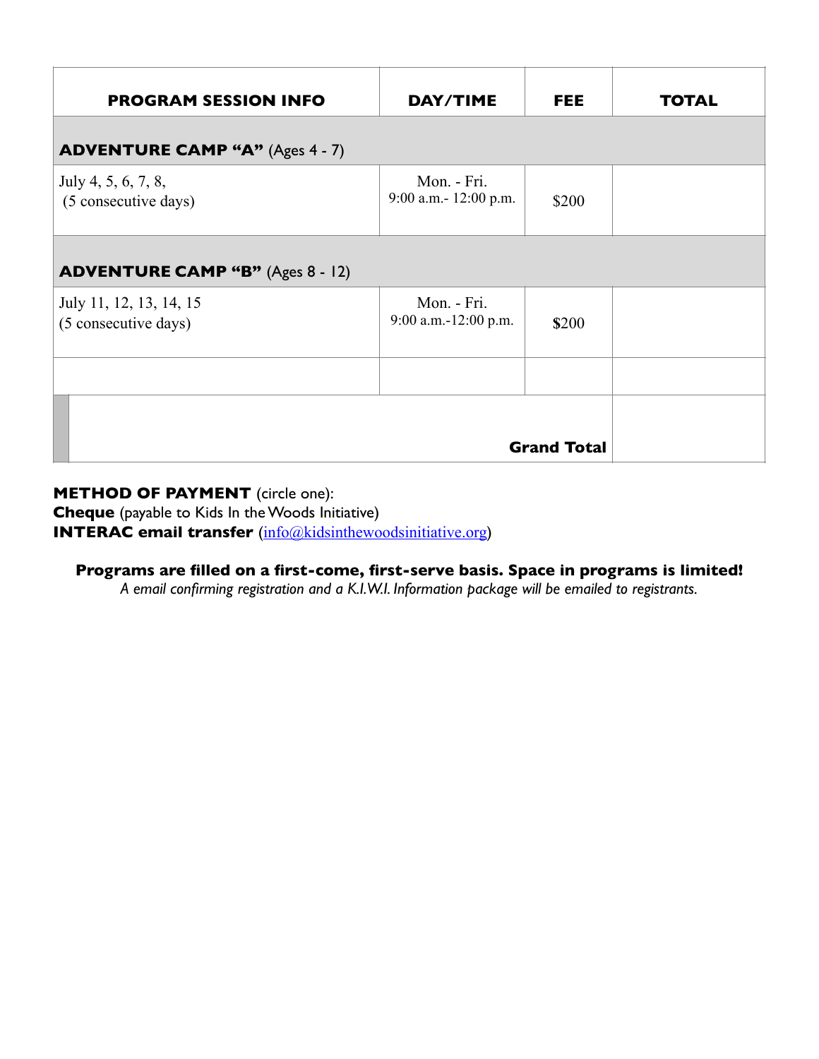| PROGRAM SESSION INFO | DAY/TIME | FEE | TOTAL |
|---|---|---|---|
| **ADVENTURE CAMP "A"** (Ages 4 - 7) | | | |
| July 4, 5, 6, 7, 8, (5 consecutive days) | Mon. - Fri. 9:00 a.m.- 12:00 p.m. | $200 | |
| **ADVENTURE CAMP "B"** (Ages 8 - 12) | | | |
| July 11, 12, 13, 14, 15 (5 consecutive days) | Mon. - Fri. 9:00 a.m.-12:00 p.m. | $200 | |
| | | | |
| | | **Grand Total** | |

**METHOD OF PAYMENT** (circle one):
**Cheque** (payable to Kids In the Woods Initiative)
**INTERAC email transfer** (info@kidsinthewoodsinitiative.org)

**Programs are filled on a first-come, first-serve basis. Space in programs is limited!**
*A email confirming registration and a K.I.W.I. Information package will be emailed to registrants.*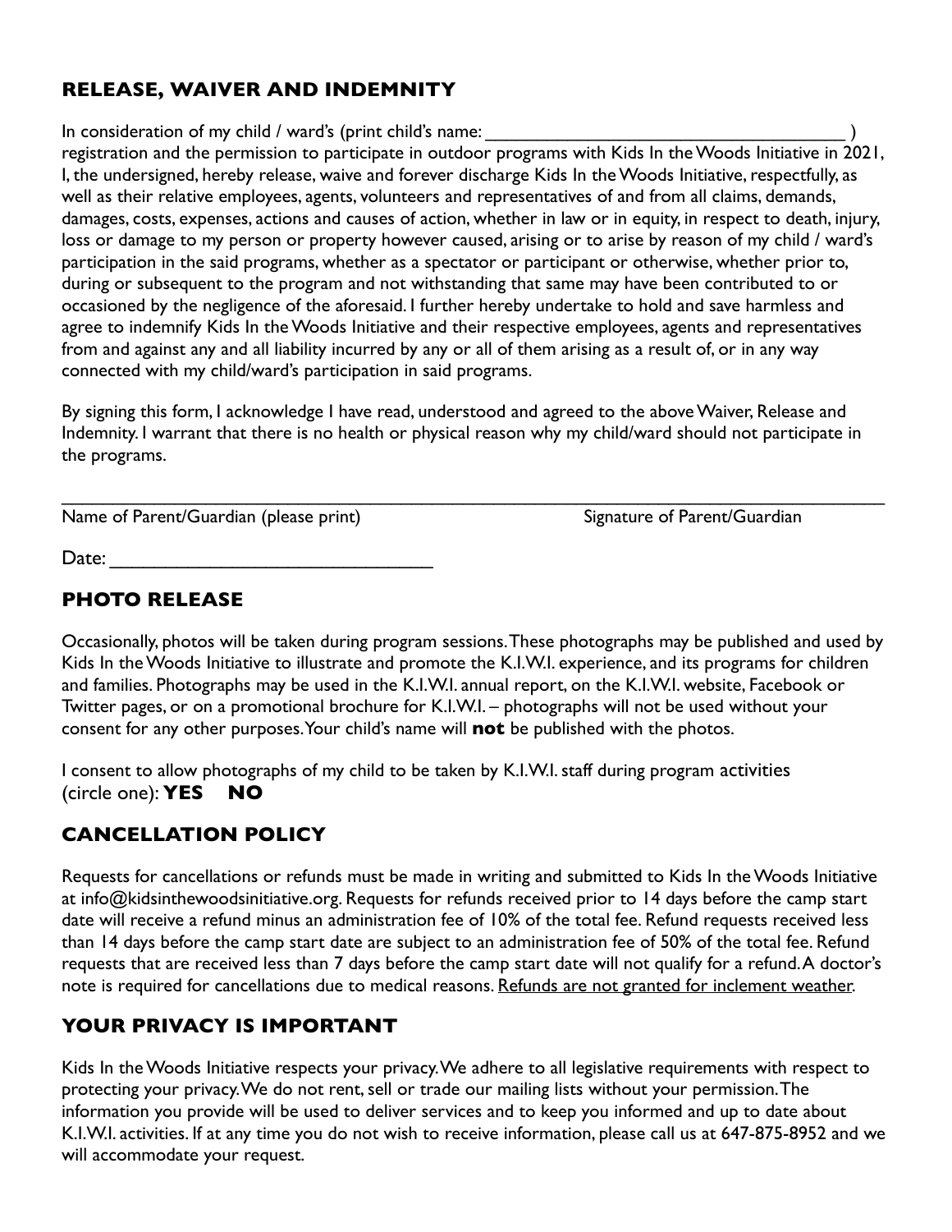## RELEASE, WAIVER AND INDEMNITY

In consideration of my child / ward's (print child's name: _____________________________________ ) registration and the permission to participate in outdoor programs with Kids In the Woods Initiative in 2021, I, the undersigned, hereby release, waive and forever discharge Kids In the Woods Initiative, respectfully, as well as their relative employees, agents, volunteers and representatives of and from all claims, demands, damages, costs, expenses, actions and causes of action, whether in law or in equity, in respect to death, injury, loss or damage to my person or property however caused, arising or to arise by reason of my child / ward's participation in the said programs, whether as a spectator or participant or otherwise, whether prior to, during or subsequent to the program and not withstanding that same may have been contributed to or occasioned by the negligence of the aforesaid. I further hereby undertake to hold and save harmless and agree to indemnify Kids In the Woods Initiative and their respective employees, agents and representatives from and against any and all liability incurred by any or all of them arising as a result of, or in any way connected with my child/ward's participation in said programs.

By signing this form, I acknowledge I have read, understood and agreed to the above Waiver, Release and Indemnity. I warrant that there is no health or physical reason why my child/ward should not participate in the programs.

_____________________________________________________________________________

Name of Parent/Guardian (please print) Signature of Parent/Guardian

Date: ______________________________

## PHOTO RELEASE

Occasionally, photos will be taken during program sessions. These photographs may be published and used by Kids In the Woods Initiative to illustrate and promote the K.I.W.I. experience, and its programs for children and families. Photographs may be used in the K.I.W.I. annual report, on the K.I.W.I. website, Facebook or Twitter pages, or on a promotional brochure for K.I.W.I. – photographs will not be used without your consent for any other purposes. Your child's name will **not** be published with the photos.

I consent to allow photographs of my child to be taken by K.I.W.I. staff during program activities (circle one): **YES NO**

## CANCELLATION POLICY

Requests for cancellations or refunds must be made in writing and submitted to Kids In the Woods Initiative at info@kidsinthewoodsinitiative.org. Requests for refunds received prior to 14 days before the camp start date will receive a refund minus an administration fee of 10% of the total fee. Refund requests received less than 14 days before the camp start date are subject to an administration fee of 50% of the total fee. Refund requests that are received less than 7 days before the camp start date will not qualify for a refund. A doctor's note is required for cancellations due to medical reasons. <u>Refunds are not granted for inclement weather</u>.

## YOUR PRIVACY IS IMPORTANT

Kids In the Woods Initiative respects your privacy. We adhere to all legislative requirements with respect to protecting your privacy. We do not rent, sell or trade our mailing lists without your permission. The information you provide will be used to deliver services and to keep you informed and up to date about K.I.W.I. activities. If at any time you do not wish to receive information, please call us at 647-875-8952 and we will accommodate your request.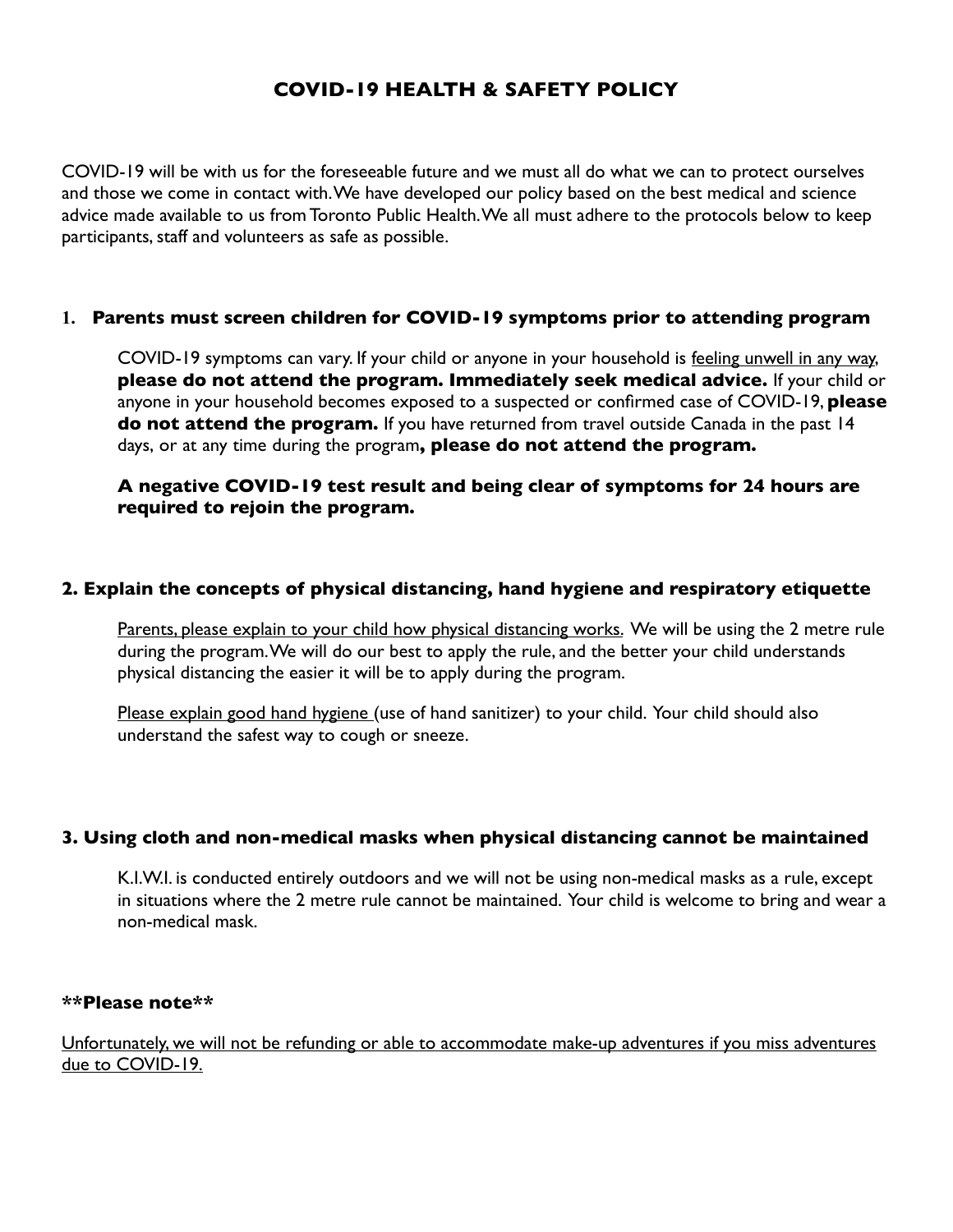# COVID-19 HEALTH & SAFETY POLICY

COVID-19 will be with us for the foreseeable future and we must all do what we can to protect ourselves and those we come in contact with. We have developed our policy based on the best medical and science advice made available to us from Toronto Public Health. We all must adhere to the protocols below to keep participants, staff and volunteers as safe as possible.

## 1. Parents must screen children for COVID-19 symptoms prior to attending program

COVID-19 symptoms can vary. If your child or anyone in your household is <u>feeling unwell in any way</u>, **please do not attend the program. Immediately seek medical advice.** If your child or anyone in your household becomes exposed to a suspected or confirmed case of COVID-19, **please do not attend the program.** If you have returned from travel outside Canada in the past 14 days, or at any time during the program**, please do not attend the program.**

**A negative COVID-19 test result and being clear of symptoms for 24 hours are required to rejoin the program.**

## 2. Explain the concepts of physical distancing, hand hygiene and respiratory etiquette

<u>Parents, please explain to your child how physical distancing works.</u> We will be using the 2 metre rule during the program. We will do our best to apply the rule, and the better your child understands physical distancing the easier it will be to apply during the program.

<u>Please explain good hand hygiene</u> (use of hand sanitizer) to your child. Your child should also understand the safest way to cough or sneeze.

## 3. Using cloth and non-medical masks when physical distancing cannot be maintained

K.I.W.I. is conducted entirely outdoors and we will not be using non-medical masks as a rule, except in situations where the 2 metre rule cannot be maintained. Your child is welcome to bring and wear a non-medical mask.

**\*\*Please note\*\***

<u>Unfortunately, we will not be refunding or able to accommodate make-up adventures if you miss adventures due to COVID-19.</u>